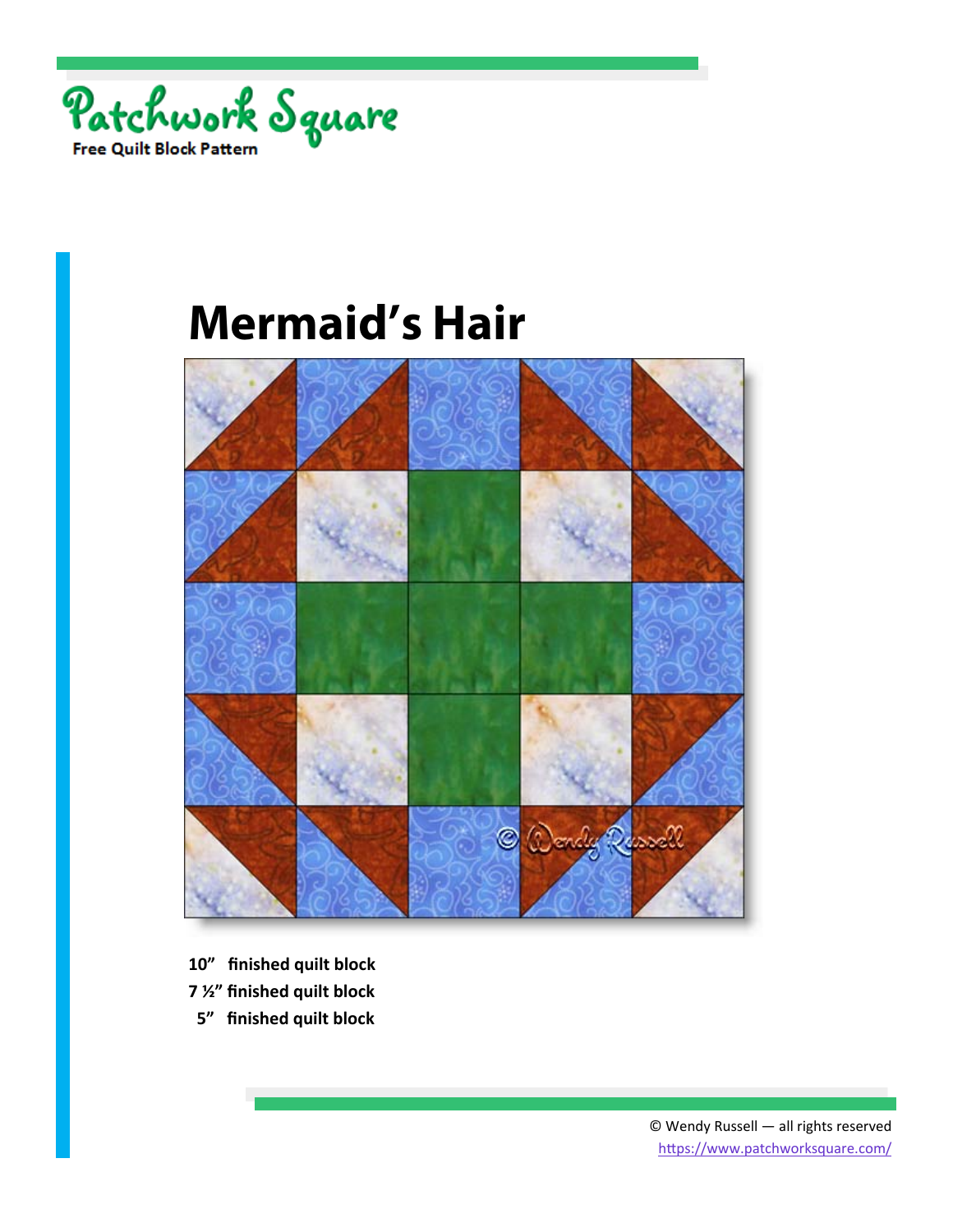Patchwork Square

Free Quilt Block Pattern

# Mermaid's Hair

**10" finished quilt block**

**7 ½" finished quilt block**

**5" finished quilt block**

© Wendy Russell — all rights reserved

https://www.patchworksquare.com/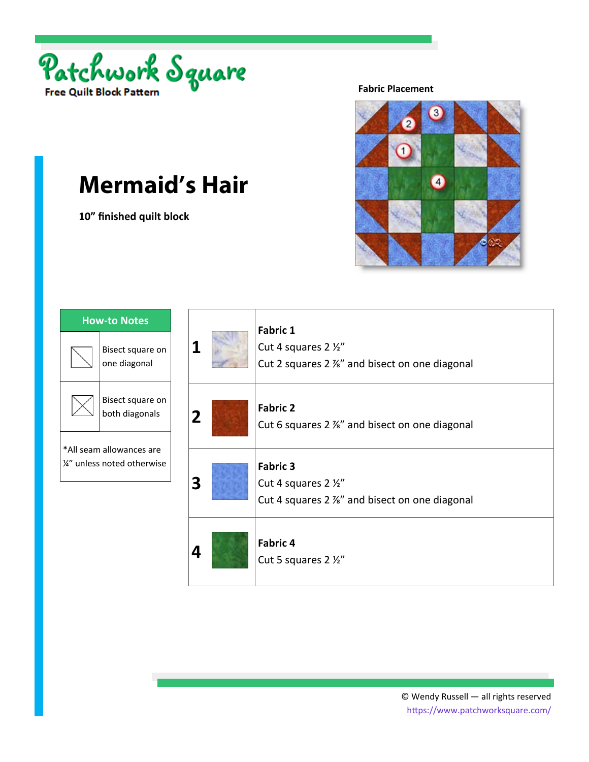Patchwork Square

Free Quilt Block Pattern

# Mermaid's Hair

**10" finished quilt block**

**Fabric Placement**

| How-to Notes | |
|---|---|
| | Bisect square on one diagonal |
| | Bisect square on both diagonals |
| *All seam allowances are ¼" unless noted otherwise | |

| | |
|---|---|
| **1** | **Fabric 1**<br>Cut 4 squares 2 ½"<br>Cut 2 squares 2 ⅞" and bisect on one diagonal |
| **2** | **Fabric 2**<br>Cut 6 squares 2 ⅞" and bisect on one diagonal |
| **3** | **Fabric 3**<br>Cut 4 squares 2 ½"<br>Cut 4 squares 2 ⅞" and bisect on one diagonal |
| **4** | **Fabric 4**<br>Cut 5 squares 2 ½" |

© Wendy Russell — all rights reserved
https://www.patchworksquare.com/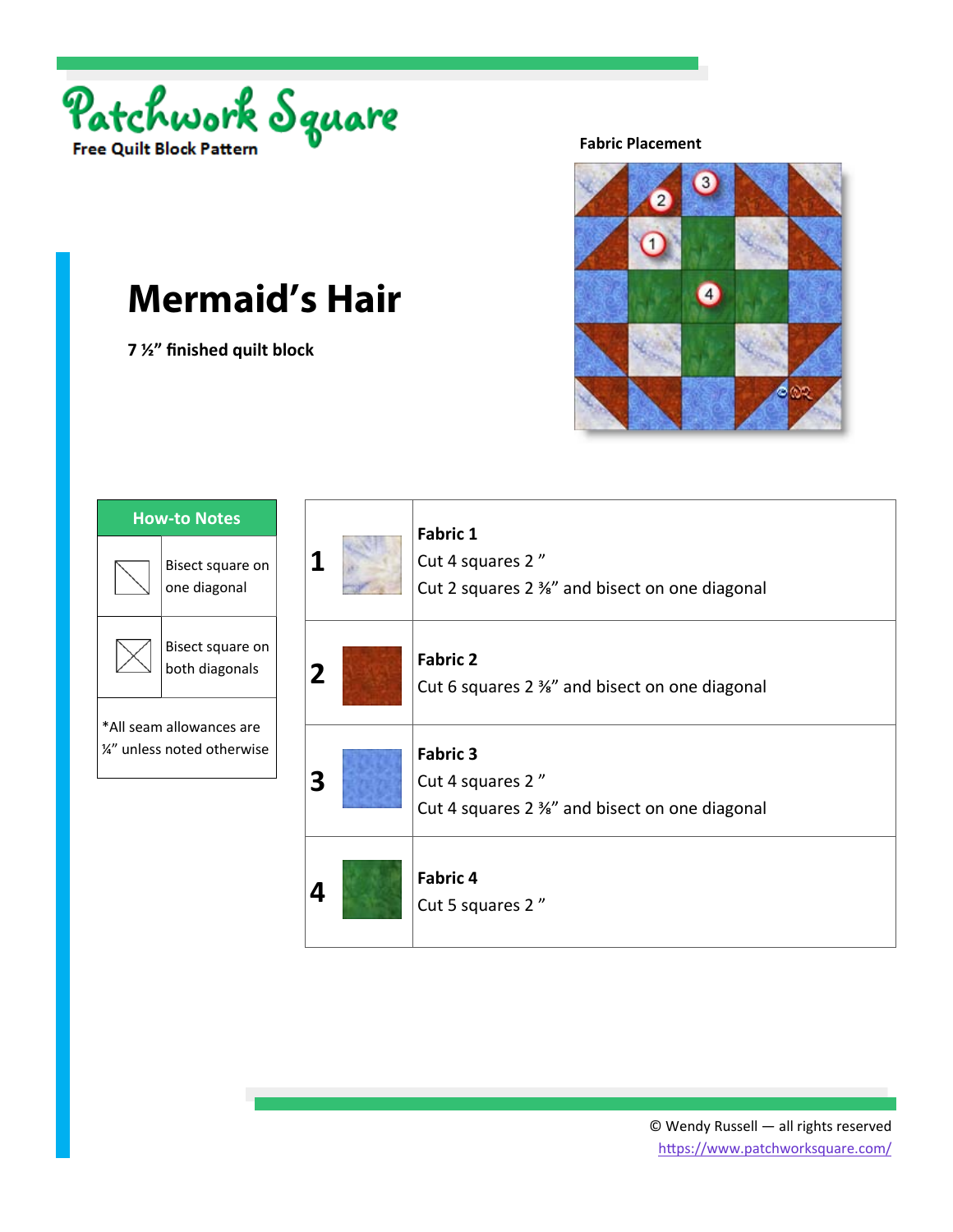Patchwork Square

**Free Quilt Block Pattern**

# Mermaid's Hair

**7 ½" finished quilt block**

**Fabric Placement**

| How-to Notes | |
|---|---|
| | Bisect square on one diagonal |
| | Bisect square on both diagonals |
| *All seam allowances are ¼" unless noted otherwise | |

| | | |
|---|---|---|
| **1** | | **Fabric 1**<br>Cut 4 squares 2 "<br>Cut 2 squares 2 ⅜" and bisect on one diagonal |
| **2** | | **Fabric 2**<br>Cut 6 squares 2 ⅜" and bisect on one diagonal |
| **3** | | **Fabric 3**<br>Cut 4 squares 2 "<br>Cut 4 squares 2 ⅜" and bisect on one diagonal |
| **4** | | **Fabric 4**<br>Cut 5 squares 2 " |

© Wendy Russell — all rights reserved
https://www.patchworksquare.com/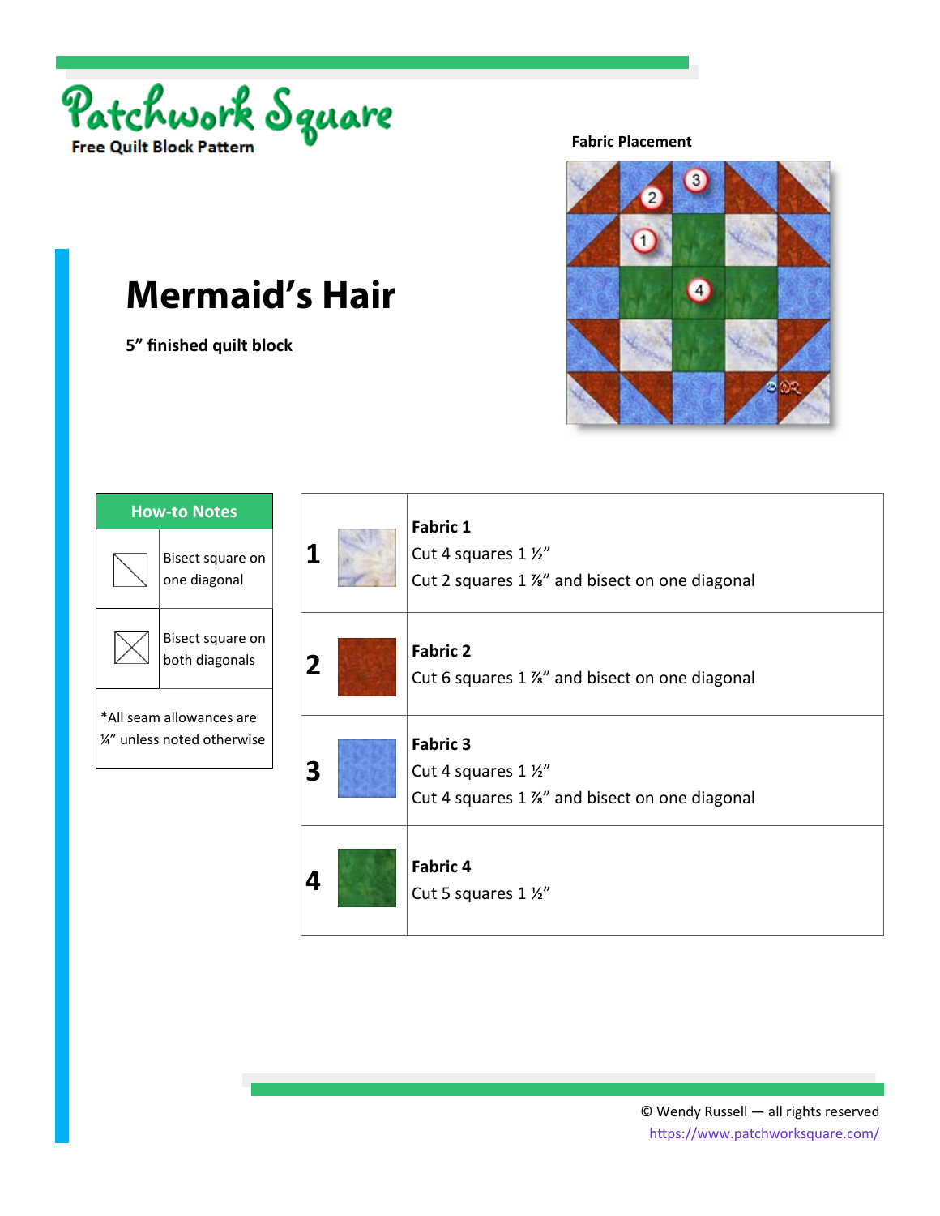Patchwork Square

**Free Quilt Block Pattern**

**Fabric Placement**

# Mermaid's Hair

**5" finished quilt block**

| How-to Notes | |
|---|---|
| | Bisect square on one diagonal |
| | Bisect square on both diagonals |
| *All seam allowances are ¼" unless noted otherwise | |

| | |
|---|---|
| **1** | **Fabric 1**<br>Cut 4 squares 1 ½"<br>Cut 2 squares 1 ⅞" and bisect on one diagonal |
| **2** | **Fabric 2**<br>Cut 6 squares 1 ⅞" and bisect on one diagonal |
| **3** | **Fabric 3**<br>Cut 4 squares 1 ½"<br>Cut 4 squares 1 ⅞" and bisect on one diagonal |
| **4** | **Fabric 4**<br>Cut 5 squares 1 ½" |

© Wendy Russell — all rights reserved
https://www.patchworksquare.com/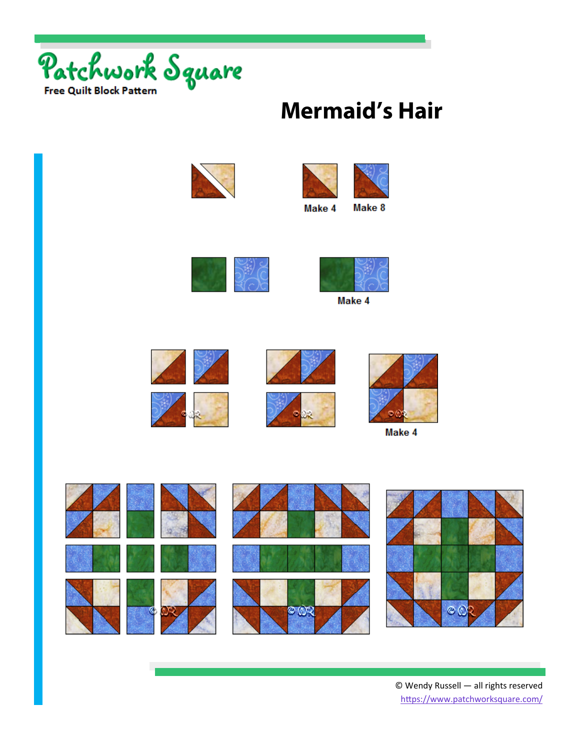Patchwork Square

Free Quilt Block Pattern

# Mermaid's Hair

Make 4

Make 8

Make 4

Make 4

© Wendy Russell — all rights reserved

https://www.patchworksquare.com/